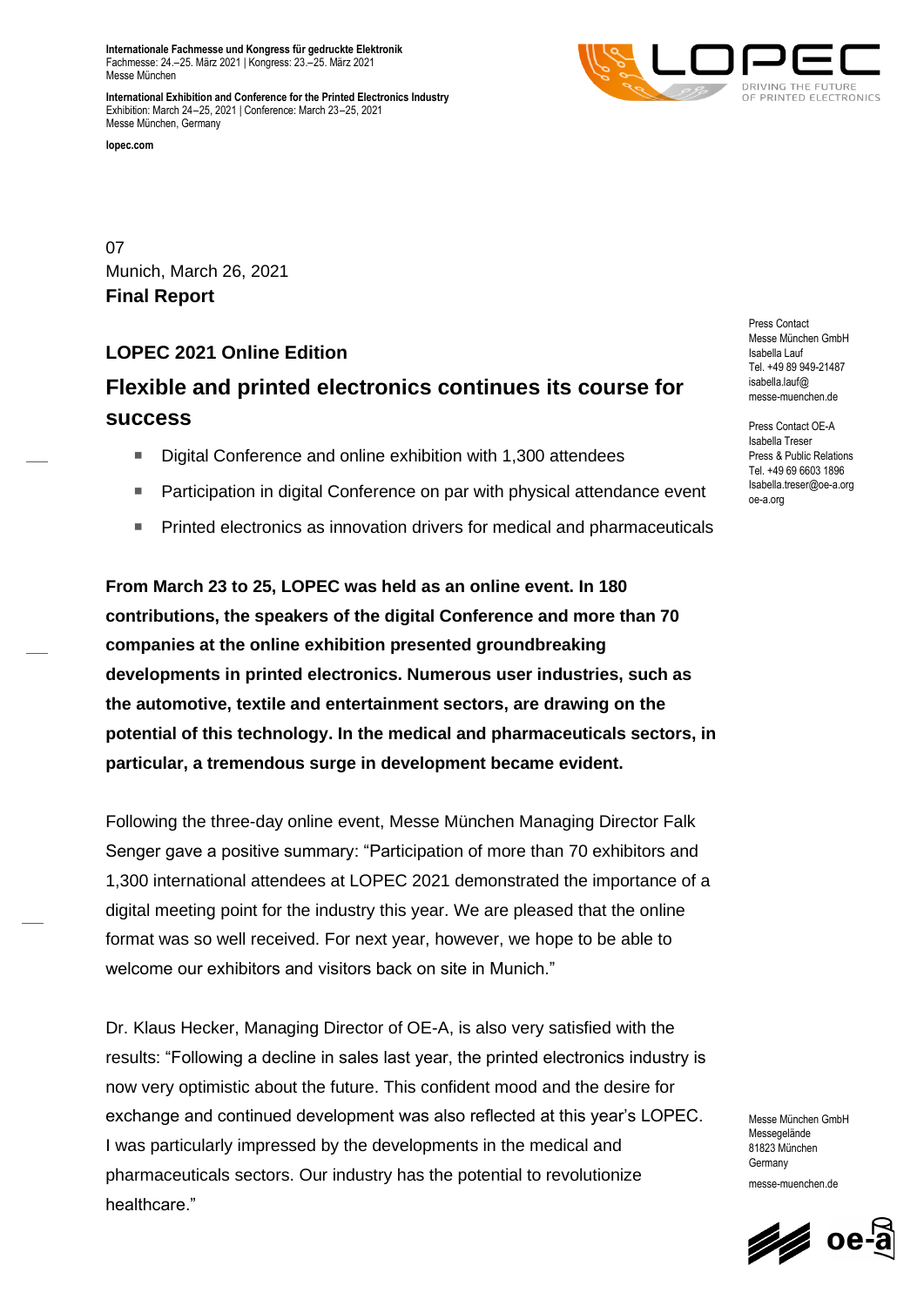**Internationale Fachmesse und Kongress für gedruckte Elektronik**
Fachmesse: 24.–25. März 2021 | Kongress: 23.–25. März 2021
Messe München

**International Exhibition and Conference for the Printed Electronics Industry**
Exhibition: March 24–25, 2021 | Conference: March 23–25, 2021
Messe München, Germany

**lopec.com**

LOPEC — DRIVING THE FUTURE OF PRINTED ELECTRONICS

07
Munich, March 26, 2021
**Final Report**

## LOPEC 2021 Online Edition

# Flexible and printed electronics continues its course for success

- Digital Conference and online exhibition with 1,300 attendees
- Participation in digital Conference on par with physical attendance event
- Printed electronics as innovation drivers for medical and pharmaceuticals

**From March 23 to 25, LOPEC was held as an online event. In 180 contributions, the speakers of the digital Conference and more than 70 companies at the online exhibition presented groundbreaking developments in printed electronics. Numerous user industries, such as the automotive, textile and entertainment sectors, are drawing on the potential of this technology. In the medical and pharmaceuticals sectors, in particular, a tremendous surge in development became evident.**

Following the three-day online event, Messe München Managing Director Falk Senger gave a positive summary: "Participation of more than 70 exhibitors and 1,300 international attendees at LOPEC 2021 demonstrated the importance of a digital meeting point for the industry this year. We are pleased that the online format was so well received. For next year, however, we hope to be able to welcome our exhibitors and visitors back on site in Munich."

Dr. Klaus Hecker, Managing Director of OE-A, is also very satisfied with the results: "Following a decline in sales last year, the printed electronics industry is now very optimistic about the future. This confident mood and the desire for exchange and continued development was also reflected at this year's LOPEC. I was particularly impressed by the developments in the medical and pharmaceuticals sectors. Our industry has the potential to revolutionize healthcare."

Press Contact
Messe München GmbH
Isabella Lauf
Tel. +49 89 949-21487
isabella.lauf@
messe-muenchen.de

Press Contact OE-A
Isabella Treser
Press & Public Relations
Tel. +49 69 6603 1896
Isabella.treser@oe-a.org
oe-a.org

Messe München GmbH
Messegelände
81823 München
Germany
messe-muenchen.de

oe-a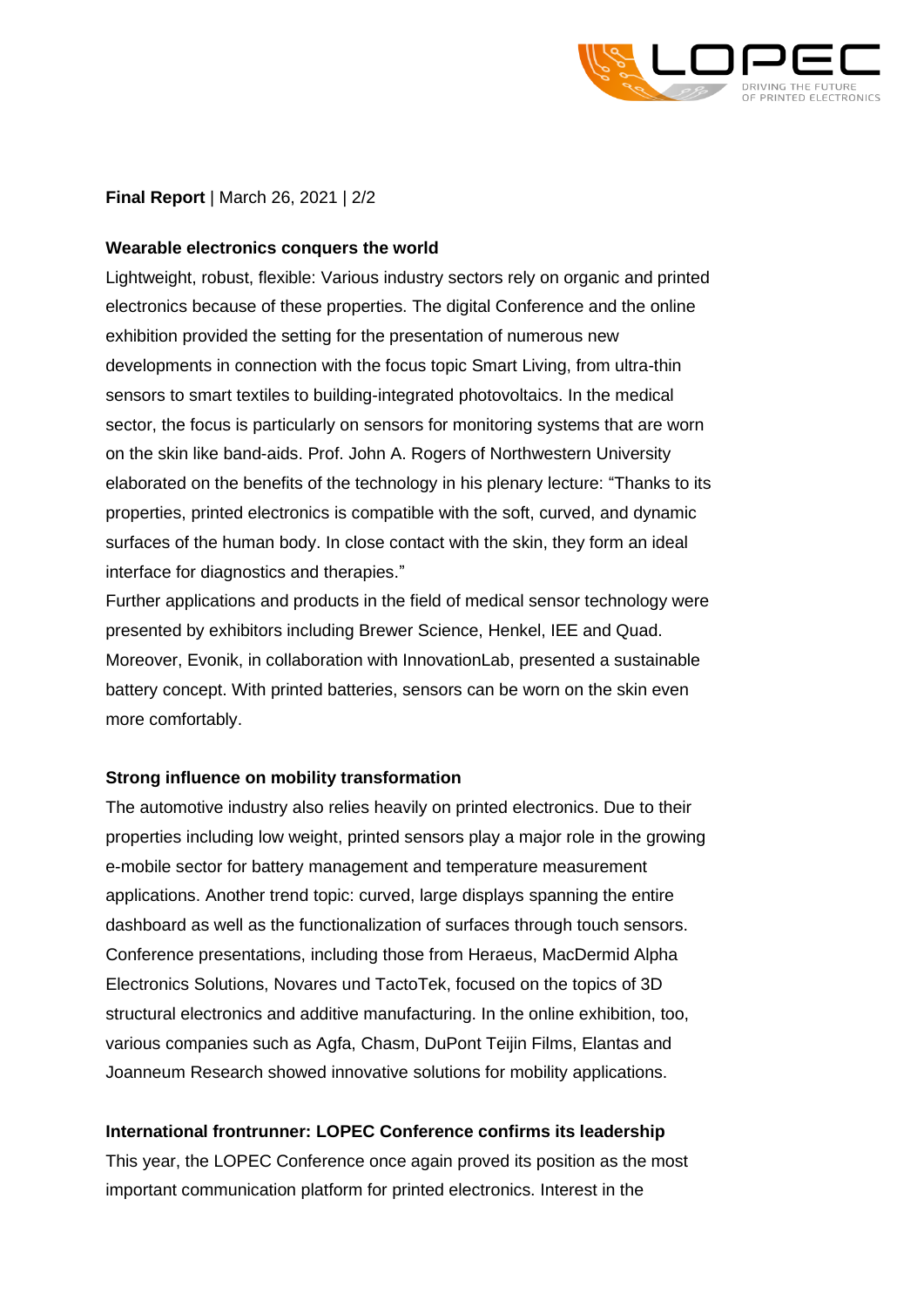**Final Report** | March 26, 2021 | 2/2

**Wearable electronics conquers the world**

Lightweight, robust, flexible: Various industry sectors rely on organic and printed electronics because of these properties. The digital Conference and the online exhibition provided the setting for the presentation of numerous new developments in connection with the focus topic Smart Living, from ultra-thin sensors to smart textiles to building-integrated photovoltaics. In the medical sector, the focus is particularly on sensors for monitoring systems that are worn on the skin like band-aids. Prof. John A. Rogers of Northwestern University elaborated on the benefits of the technology in his plenary lecture: "Thanks to its properties, printed electronics is compatible with the soft, curved, and dynamic surfaces of the human body. In close contact with the skin, they form an ideal interface for diagnostics and therapies."

Further applications and products in the field of medical sensor technology were presented by exhibitors including Brewer Science, Henkel, IEE and Quad. Moreover, Evonik, in collaboration with InnovationLab, presented a sustainable battery concept. With printed batteries, sensors can be worn on the skin even more comfortably.

**Strong influence on mobility transformation**

The automotive industry also relies heavily on printed electronics. Due to their properties including low weight, printed sensors play a major role in the growing e-mobile sector for battery management and temperature measurement applications. Another trend topic: curved, large displays spanning the entire dashboard as well as the functionalization of surfaces through touch sensors. Conference presentations, including those from Heraeus, MacDermid Alpha Electronics Solutions, Novares und TactoTek, focused on the topics of 3D structural electronics and additive manufacturing. In the online exhibition, too, various companies such as Agfa, Chasm, DuPont Teijin Films, Elantas and Joanneum Research showed innovative solutions for mobility applications.

**International frontrunner: LOPEC Conference confirms its leadership**

This year, the LOPEC Conference once again proved its position as the most important communication platform for printed electronics. Interest in the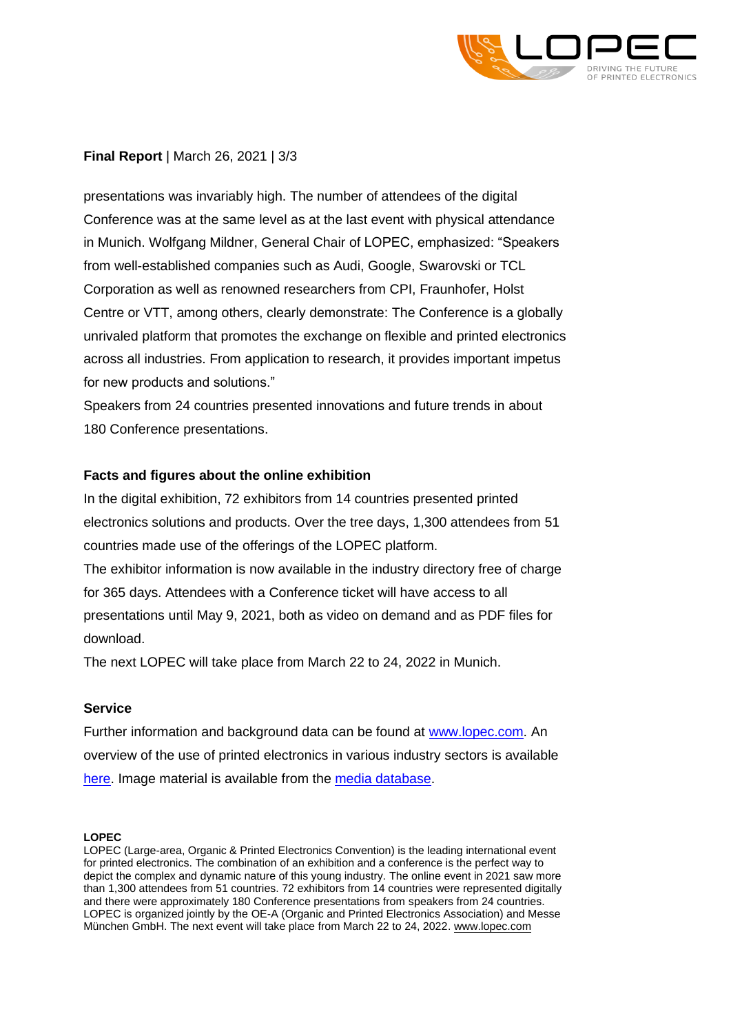presentations was invariably high. The number of attendees of the digital Conference was at the same level as at the last event with physical attendance in Munich. Wolfgang Mildner, General Chair of LOPEC, emphasized: "Speakers from well-established companies such as Audi, Google, Swarovski or TCL Corporation as well as renowned researchers from CPI, Fraunhofer, Holst Centre or VTT, among others, clearly demonstrate: The Conference is a globally unrivaled platform that promotes the exchange on flexible and printed electronics across all industries. From application to research, it provides important impetus for new products and solutions."

Speakers from 24 countries presented innovations and future trends in about 180 Conference presentations.

### Facts and figures about the online exhibition

In the digital exhibition, 72 exhibitors from 14 countries presented printed electronics solutions and products. Over the tree days, 1,300 attendees from 51 countries made use of the offerings of the LOPEC platform.

The exhibitor information is now available in the industry directory free of charge for 365 days. Attendees with a Conference ticket will have access to all presentations until May 9, 2021, both as video on demand and as PDF files for download.

The next LOPEC will take place from March 22 to 24, 2022 in Munich.

### Service

Further information and background data can be found at www.lopec.com. An overview of the use of printed electronics in various industry sectors is available here. Image material is available from the media database.

**LOPEC**

LOPEC (Large-area, Organic & Printed Electronics Convention) is the leading international event for printed electronics. The combination of an exhibition and a conference is the perfect way to depict the complex and dynamic nature of this young industry. The online event in 2021 saw more than 1,300 attendees from 51 countries. 72 exhibitors from 14 countries were represented digitally and there were approximately 180 Conference presentations from speakers from 24 countries. LOPEC is organized jointly by the OE-A (Organic and Printed Electronics Association) and Messe München GmbH. The next event will take place from March 22 to 24, 2022. www.lopec.com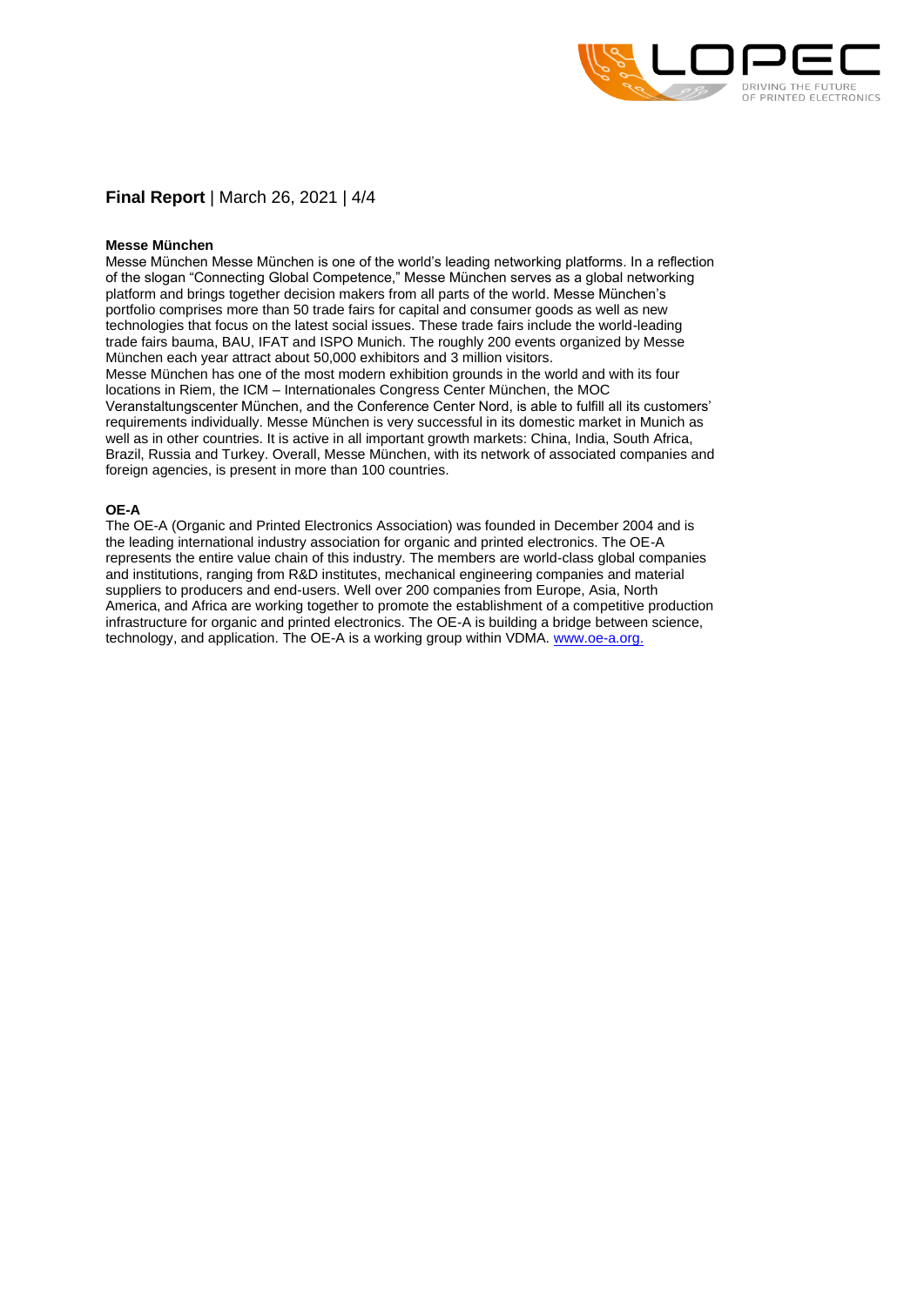**Final Report** | March 26, 2021 | 4/4

**Messe München**

Messe München Messe München is one of the world's leading networking platforms. In a reflection of the slogan "Connecting Global Competence," Messe München serves as a global networking platform and brings together decision makers from all parts of the world. Messe München's portfolio comprises more than 50 trade fairs for capital and consumer goods as well as new technologies that focus on the latest social issues. These trade fairs include the world-leading trade fairs bauma, BAU, IFAT and ISPO Munich. The roughly 200 events organized by Messe München each year attract about 50,000 exhibitors and 3 million visitors.
Messe München has one of the most modern exhibition grounds in the world and with its four locations in Riem, the ICM – Internationales Congress Center München, the MOC Veranstaltungscenter München, and the Conference Center Nord, is able to fulfill all its customers' requirements individually. Messe München is very successful in its domestic market in Munich as well as in other countries. It is active in all important growth markets: China, India, South Africa, Brazil, Russia and Turkey. Overall, Messe München, with its network of associated companies and foreign agencies, is present in more than 100 countries.

**OE-A**

The OE-A (Organic and Printed Electronics Association) was founded in December 2004 and is the leading international industry association for organic and printed electronics. The OE-A represents the entire value chain of this industry. The members are world-class global companies and institutions, ranging from R&D institutes, mechanical engineering companies and material suppliers to producers and end-users. Well over 200 companies from Europe, Asia, North America, and Africa are working together to promote the establishment of a competitive production infrastructure for organic and printed electronics. The OE-A is building a bridge between science, technology, and application. The OE-A is a working group within VDMA. www.oe-a.org.